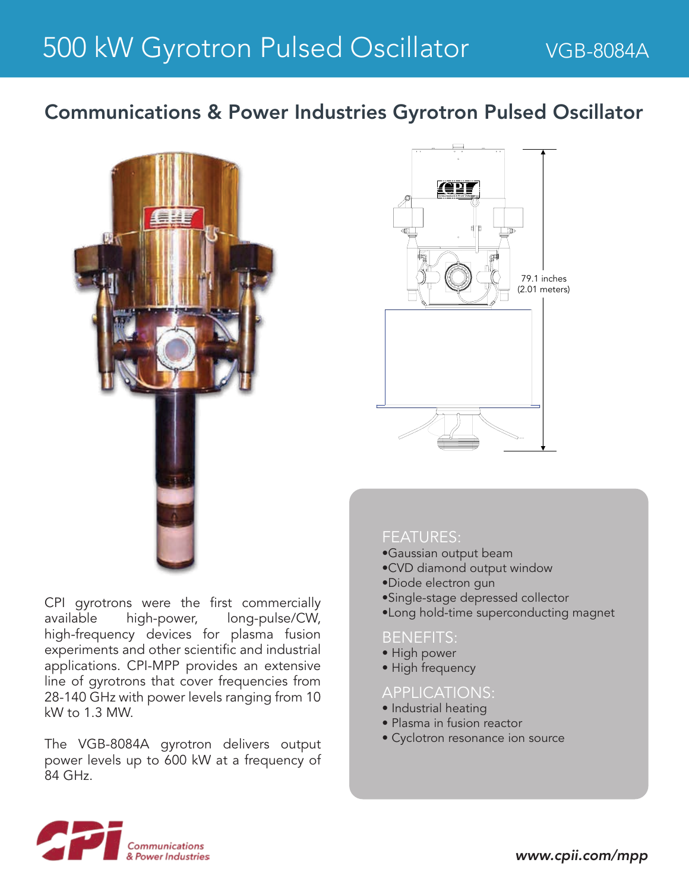# 500 kW Gyrotron Pulsed Oscillator

VGB-8084A

## Communications & Power Industries Gyrotron Pulsed Oscillator

79.1 inches (2.01 meters)

CPI gyrotrons were the first commercially available high-power, long-pulse/CW, high-frequency devices for plasma fusion experiments and other scientific and industrial applications. CPI-MPP provides an extensive line of gyrotrons that cover frequencies from 28-140 GHz with power levels ranging from 10 kW to 1.3 MW.

The VGB-8084A gyrotron delivers output power levels up to 600 kW at a frequency of 84 GHz.

### FEATURES:

- Gaussian output beam
- CVD diamond output window
- Diode electron gun
- Single-stage depressed collector
- Long hold-time superconducting magnet

### BENEFITS:

- High power
- High frequency

### APPLICATIONS:

- Industrial heating
- Plasma in fusion reactor
- Cyclotron resonance ion source

Communications & Power Industries

*www.cpii.com/mpp*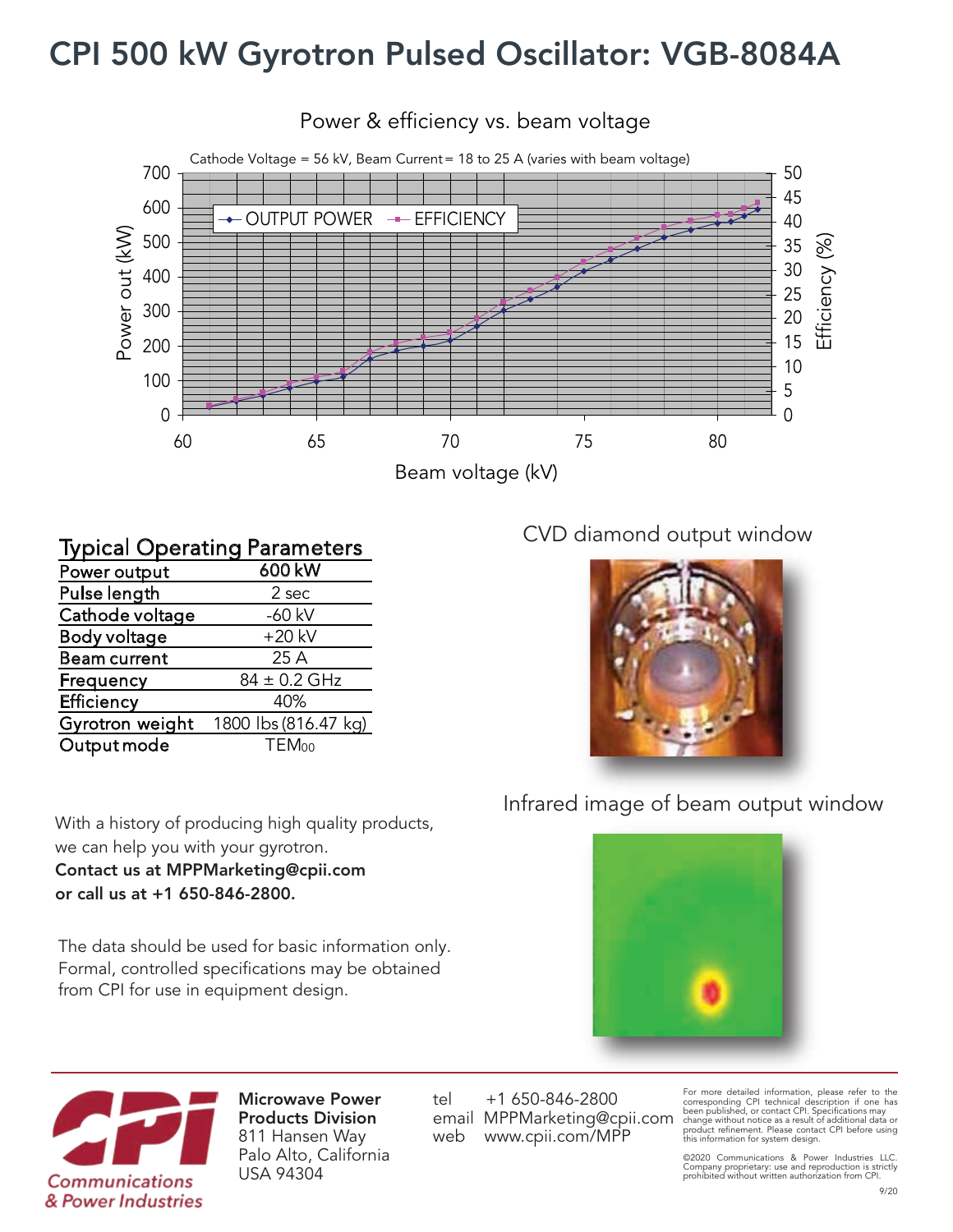# CPI 500 kW Gyrotron Pulsed Oscillator: VGB-8084A

Power & efficiency vs. beam voltage

Cathode Voltage = 56 kV, Beam Current = 18 to 25 A (varies with beam voltage)

OUTPUT POWER
EFFICIENCY

Power out (kW)
700
600
500
400
300
200
100
0

Efficiency (%)
50
45
40
35
30
25
20
15
10
5
0

60
65
70
75
80

Beam voltage (kV)

## Typical Operating Parameters

| | |
|---|---|
| Power output | 600 kW |
| Pulse length | 2 sec |
| Cathode voltage | -60 kV |
| Body voltage | +20 kV |
| Beam current | 25 A |
| Frequency | 84 ± 0.2 GHz |
| Efficiency | 40% |
| Gyrotron weight | 1800 lbs (816.47 kg) |
| Output mode | $TEM_{00}$ |

CVD diamond output window

Infrared image of beam output window

With a history of producing high quality products, we can help you with your gyrotron.
**Contact us at MPPMarketing@cpii.com or call us at +1 650-846-2800.**

The data should be used for basic information only. Formal, controlled specifications may be obtained from CPI for use in equipment design.

Communications & Power Industries

**Microwave Power Products Division**
811 Hansen Way
Palo Alto, California
USA 94304

tel +1 650-846-2800
email MPPMarketing@cpii.com
web www.cpii.com/MPP

For more detailed information, please refer to the corresponding CPI technical description if one has been published, or contact CPI. Specifications may change without notice as a result of additional data or product refinement. Please contact CPI before using this information for system design.

©2020 Communications & Power Industries LLC. Company proprietary: use and reproduction is strictly prohibited without written authorization from CPI.

9/20